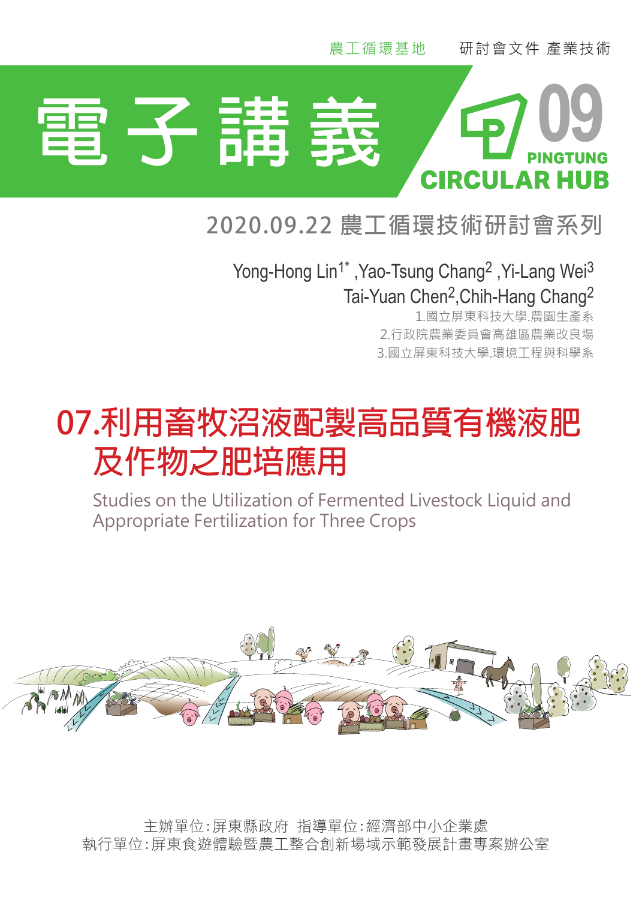農工循環基地　　研討會文件 產業技術

# 電子講義

09 PINGTUNG CIRCULAR HUB

## 2020.09.22 農工循環技術研討會系列

Yong-Hong Lin[1*] ,Yao-Tsung Chang[2] ,Yi-Lang Wei[3]
Tai-Yuan Chen[2],Chih-Hang Chang[2]

1.國立屏東科技大學.農園生產系
2.行政院農業委員會高雄區農業改良場
3.國立屏東科技大學.環境工程與科學系

# 07.利用畜牧沼液配製高品質有機液肥及作物之肥培應用

Studies on the Utilization of Fermented Livestock Liquid and Appropriate Fertilization for Three Crops

主辦單位:屏東縣政府　指導單位:經濟部中小企業處
執行單位:屏東食遊體驗暨農工整合創新場域示範發展計畫專案辦公室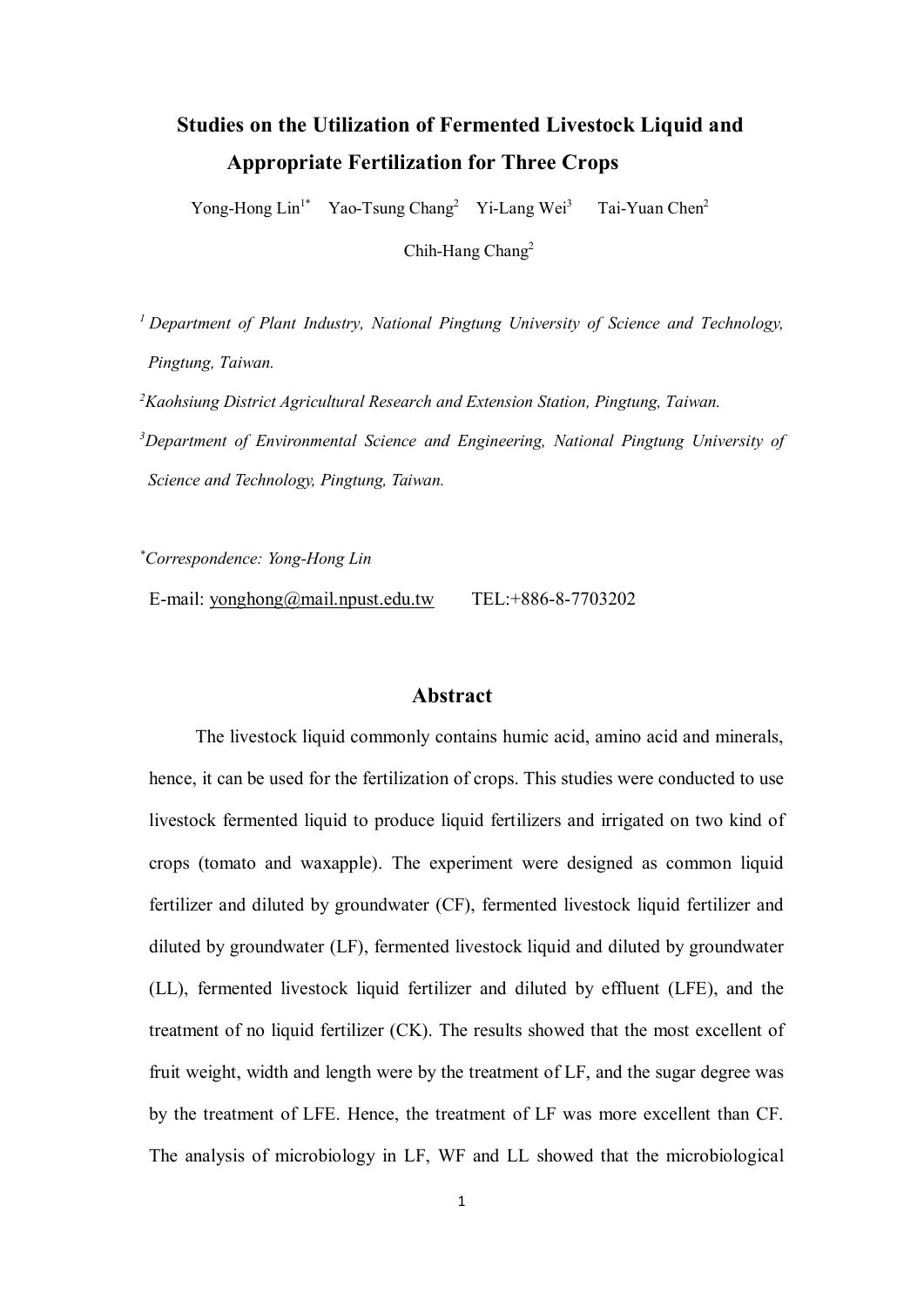# Studies on the Utilization of Fermented Livestock Liquid and Appropriate Fertilization for Three Crops

Yong-Hong Lin[1*] Yao-Tsung Chang[2] Yi-Lang Wei[3] Tai-Yuan Chen[2]

Chih-Hang Chang[2]

[1] *Department of Plant Industry, National Pingtung University of Science and Technology, Pingtung, Taiwan.*

[2] *Kaohsiung District Agricultural Research and Extension Station, Pingtung, Taiwan.*

[3] *Department of Environmental Science and Engineering, National Pingtung University of Science and Technology, Pingtung, Taiwan.*

[*] *Correspondence: Yong-Hong Lin*

E-mail: yonghong@mail.npust.edu.tw TEL:+886-8-7703202

## Abstract

The livestock liquid commonly contains humic acid, amino acid and minerals, hence, it can be used for the fertilization of crops. This studies were conducted to use livestock fermented liquid to produce liquid fertilizers and irrigated on two kind of crops (tomato and waxapple). The experiment were designed as common liquid fertilizer and diluted by groundwater (CF), fermented livestock liquid fertilizer and diluted by groundwater (LF), fermented livestock liquid and diluted by groundwater (LL), fermented livestock liquid fertilizer and diluted by effluent (LFE), and the treatment of no liquid fertilizer (CK). The results showed that the most excellent of fruit weight, width and length were by the treatment of LF, and the sugar degree was by the treatment of LFE. Hence, the treatment of LF was more excellent than CF. The analysis of microbiology in LF, WF and LL showed that the microbiological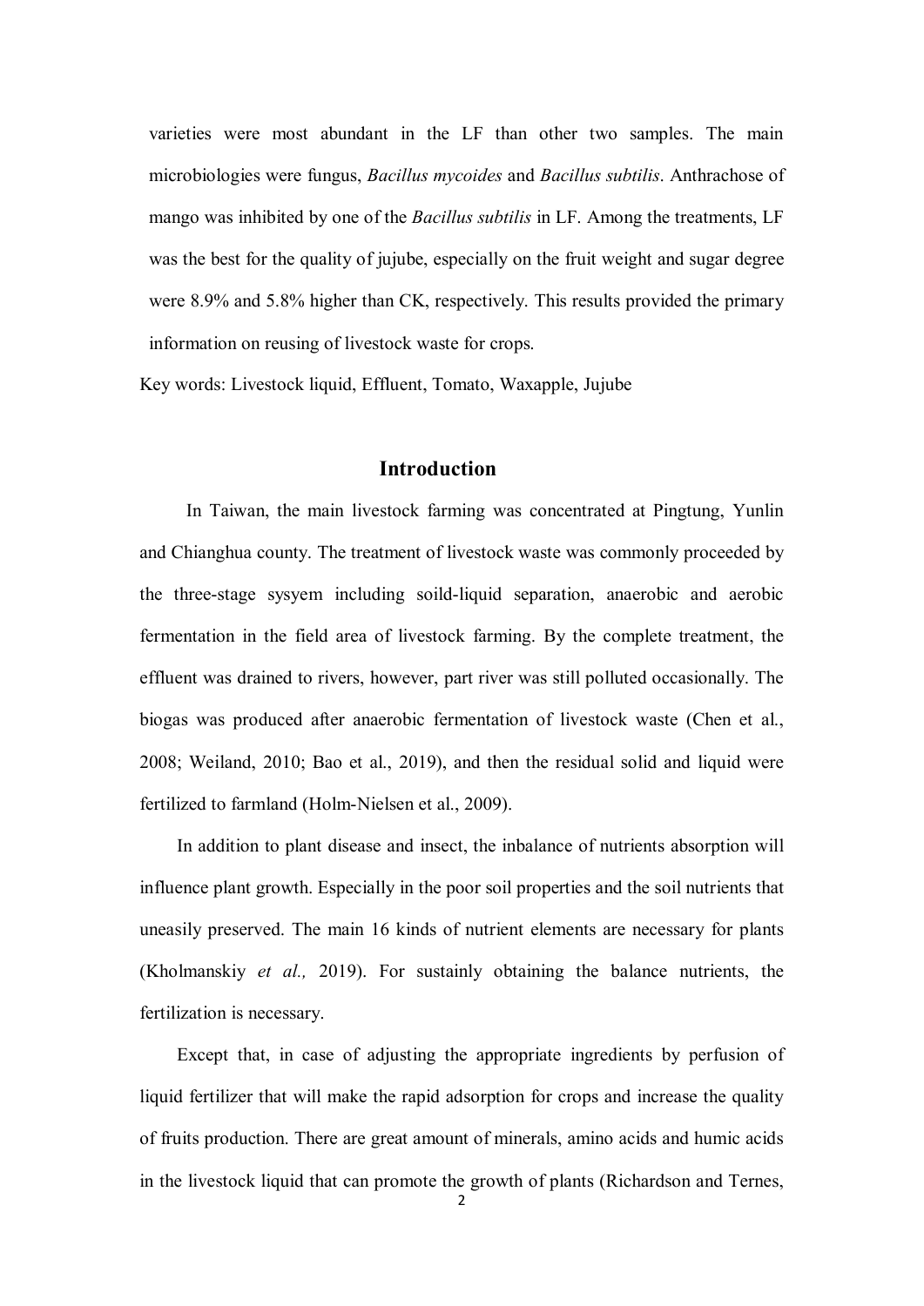varieties were most abundant in the LF than other two samples. The main microbiologies were fungus, *Bacillus mycoides* and *Bacillus subtilis*. Anthrachose of mango was inhibited by one of the *Bacillus subtilis* in LF. Among the treatments, LF was the best for the quality of jujube, especially on the fruit weight and sugar degree were 8.9% and 5.8% higher than CK, respectively. This results provided the primary information on reusing of livestock waste for crops.

Key words: Livestock liquid, Effluent, Tomato, Waxapple, Jujube

## Introduction

In Taiwan, the main livestock farming was concentrated at Pingtung, Yunlin and Chianghua county. The treatment of livestock waste was commonly proceeded by the three-stage sysyem including soild-liquid separation, anaerobic and aerobic fermentation in the field area of livestock farming. By the complete treatment, the effluent was drained to rivers, however, part river was still polluted occasionally. The biogas was produced after anaerobic fermentation of livestock waste (Chen et al., 2008; Weiland, 2010; Bao et al., 2019), and then the residual solid and liquid were fertilized to farmland (Holm-Nielsen et al., 2009).

In addition to plant disease and insect, the inbalance of nutrients absorption will influence plant growth. Especially in the poor soil properties and the soil nutrients that uneasily preserved. The main 16 kinds of nutrient elements are necessary for plants (Kholmanskiy *et al.,* 2019). For sustainly obtaining the balance nutrients, the fertilization is necessary.

Except that, in case of adjusting the appropriate ingredients by perfusion of liquid fertilizer that will make the rapid adsorption for crops and increase the quality of fruits production. There are great amount of minerals, amino acids and humic acids in the livestock liquid that can promote the growth of plants (Richardson and Ternes,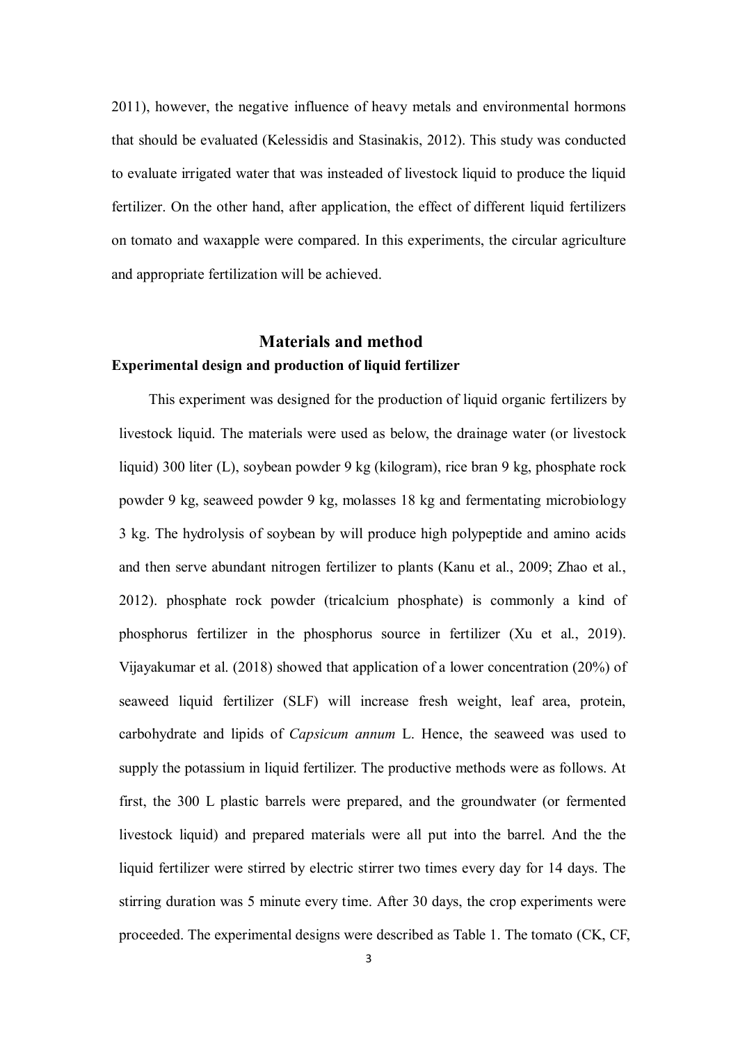2011), however, the negative influence of heavy metals and environmental hormons that should be evaluated (Kelessidis and Stasinakis, 2012). This study was conducted to evaluate irrigated water that was insteaded of livestock liquid to produce the liquid fertilizer. On the other hand, after application, the effect of different liquid fertilizers on tomato and waxapple were compared. In this experiments, the circular agriculture and appropriate fertilization will be achieved.

## Materials and method

### Experimental design and production of liquid fertilizer

This experiment was designed for the production of liquid organic fertilizers by livestock liquid. The materials were used as below, the drainage water (or livestock liquid) 300 liter (L), soybean powder 9 kg (kilogram), rice bran 9 kg, phosphate rock powder 9 kg, seaweed powder 9 kg, molasses 18 kg and fermentating microbiology 3 kg. The hydrolysis of soybean by will produce high polypeptide and amino acids and then serve abundant nitrogen fertilizer to plants (Kanu et al., 2009; Zhao et al., 2012). phosphate rock powder (tricalcium phosphate) is commonly a kind of phosphorus fertilizer in the phosphorus source in fertilizer (Xu et al., 2019). Vijayakumar et al. (2018) showed that application of a lower concentration (20%) of seaweed liquid fertilizer (SLF) will increase fresh weight, leaf area, protein, carbohydrate and lipids of *Capsicum annum* L. Hence, the seaweed was used to supply the potassium in liquid fertilizer. The productive methods were as follows. At first, the 300 L plastic barrels were prepared, and the groundwater (or fermented livestock liquid) and prepared materials were all put into the barrel. And the the liquid fertilizer were stirred by electric stirrer two times every day for 14 days. The stirring duration was 5 minute every time. After 30 days, the crop experiments were proceeded. The experimental designs were described as Table 1. The tomato (CK, CF,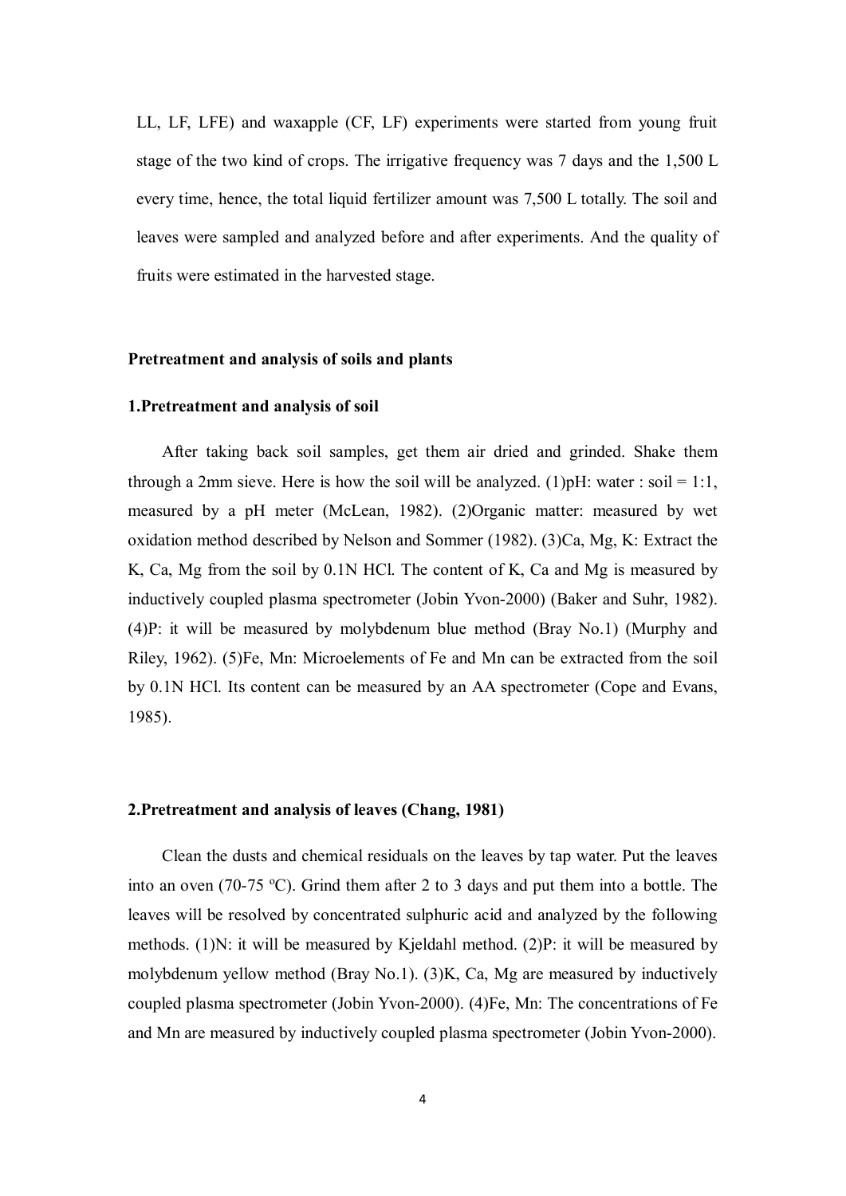LL, LF, LFE) and waxapple (CF, LF) experiments were started from young fruit stage of the two kind of crops. The irrigative frequency was 7 days and the 1,500 L every time, hence, the total liquid fertilizer amount was 7,500 L totally. The soil and leaves were sampled and analyzed before and after experiments. And the quality of fruits were estimated in the harvested stage.

**Pretreatment and analysis of soils and plants**

**1.Pretreatment and analysis of soil**

After taking back soil samples, get them air dried and grinded. Shake them through a 2mm sieve. Here is how the soil will be analyzed. (1)pH: water : soil = 1:1, measured by a pH meter (McLean, 1982). (2)Organic matter: measured by wet oxidation method described by Nelson and Sommer (1982). (3)Ca, Mg, K: Extract the K, Ca, Mg from the soil by 0.1N HCl. The content of K, Ca and Mg is measured by inductively coupled plasma spectrometer (Jobin Yvon-2000) (Baker and Suhr, 1982). (4)P: it will be measured by molybdenum blue method (Bray No.1) (Murphy and Riley, 1962). (5)Fe, Mn: Microelements of Fe and Mn can be extracted from the soil by 0.1N HCl. Its content can be measured by an AA spectrometer (Cope and Evans, 1985).

**2.Pretreatment and analysis of leaves (Chang, 1981)**

Clean the dusts and chemical residuals on the leaves by tap water. Put the leaves into an oven (70-75 $^{o}$C). Grind them after 2 to 3 days and put them into a bottle. The leaves will be resolved by concentrated sulphuric acid and analyzed by the following methods. (1)N: it will be measured by Kjeldahl method. (2)P: it will be measured by molybdenum yellow method (Bray No.1). (3)K, Ca, Mg are measured by inductively coupled plasma spectrometer (Jobin Yvon-2000). (4)Fe, Mn: The concentrations of Fe and Mn are measured by inductively coupled plasma spectrometer (Jobin Yvon-2000).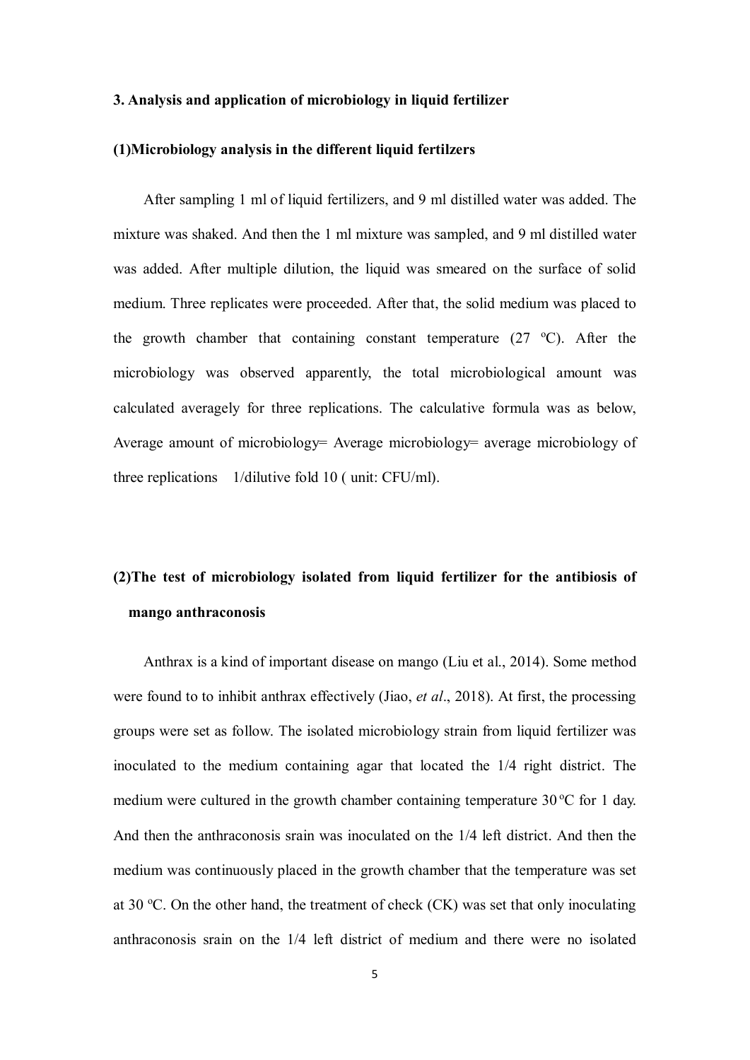**3. Analysis and application of microbiology in liquid fertilizer**

**(1)Microbiology analysis in the different liquid fertilzers**

After sampling 1 ml of liquid fertilizers, and 9 ml distilled water was added. The mixture was shaked. And then the 1 ml mixture was sampled, and 9 ml distilled water was added. After multiple dilution, the liquid was smeared on the surface of solid medium. Three replicates were proceeded. After that, the solid medium was placed to the growth chamber that containing constant temperature (27 ºC). After the microbiology was observed apparently, the total microbiological amount was calculated averagely for three replications. The calculative formula was as below, Average amount of microbiology= Average microbiology= average microbiology of three replications 1/dilutive fold 10 ( unit: CFU/ml).

**(2)The test of microbiology isolated from liquid fertilizer for the antibiosis of mango anthraconosis**

Anthrax is a kind of important disease on mango (Liu et al., 2014). Some method were found to to inhibit anthrax effectively (Jiao, *et al*., 2018). At first, the processing groups were set as follow. The isolated microbiology strain from liquid fertilizer was inoculated to the medium containing agar that located the 1/4 right district. The medium were cultured in the growth chamber containing temperature 30 ºC for 1 day. And then the anthraconosis srain was inoculated on the 1/4 left district. And then the medium was continuously placed in the growth chamber that the temperature was set at 30 ºC. On the other hand, the treatment of check (CK) was set that only inoculating anthraconosis srain on the 1/4 left district of medium and there were no isolated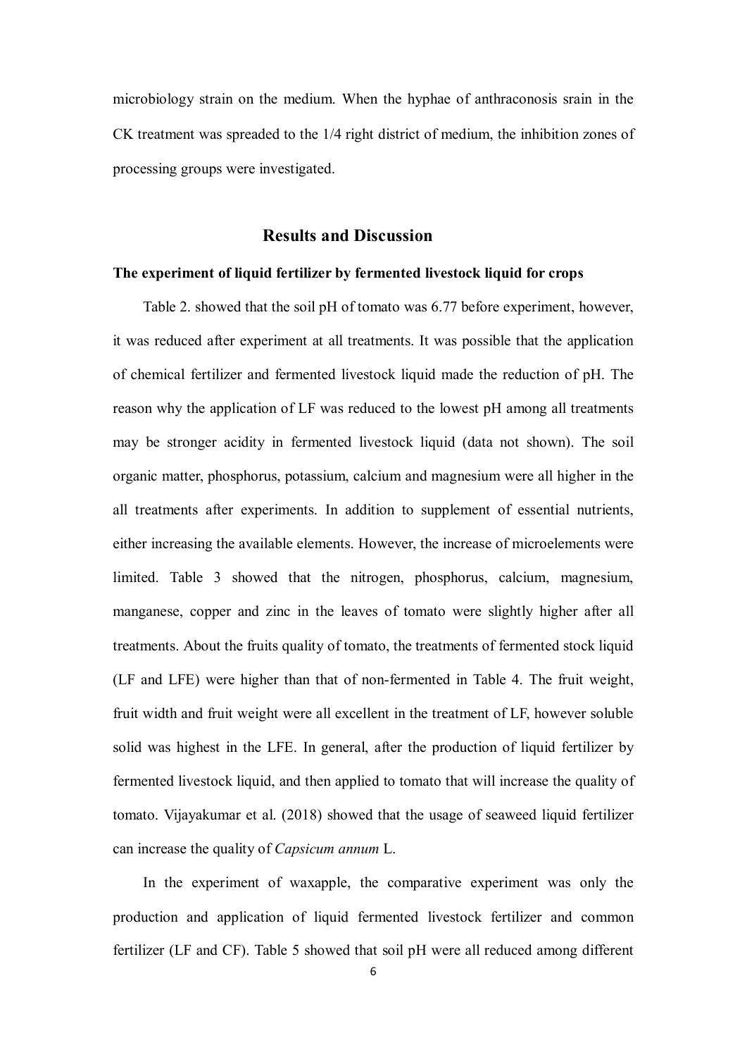microbiology strain on the medium. When the hyphae of anthraconosis srain in the CK treatment was spreaded to the 1/4 right district of medium, the inhibition zones of processing groups were investigated.

## Results and Discussion

### The experiment of liquid fertilizer by fermented livestock liquid for crops

Table 2. showed that the soil pH of tomato was 6.77 before experiment, however, it was reduced after experiment at all treatments. It was possible that the application of chemical fertilizer and fermented livestock liquid made the reduction of pH. The reason why the application of LF was reduced to the lowest pH among all treatments may be stronger acidity in fermented livestock liquid (data not shown). The soil organic matter, phosphorus, potassium, calcium and magnesium were all higher in the all treatments after experiments. In addition to supplement of essential nutrients, either increasing the available elements. However, the increase of microelements were limited. Table 3 showed that the nitrogen, phosphorus, calcium, magnesium, manganese, copper and zinc in the leaves of tomato were slightly higher after all treatments. About the fruits quality of tomato, the treatments of fermented stock liquid (LF and LFE) were higher than that of non-fermented in Table 4. The fruit weight, fruit width and fruit weight were all excellent in the treatment of LF, however soluble solid was highest in the LFE. In general, after the production of liquid fertilizer by fermented livestock liquid, and then applied to tomato that will increase the quality of tomato. Vijayakumar et al. (2018) showed that the usage of seaweed liquid fertilizer can increase the quality of *Capsicum annum* L.

In the experiment of waxapple, the comparative experiment was only the production and application of liquid fermented livestock fertilizer and common fertilizer (LF and CF). Table 5 showed that soil pH were all reduced among different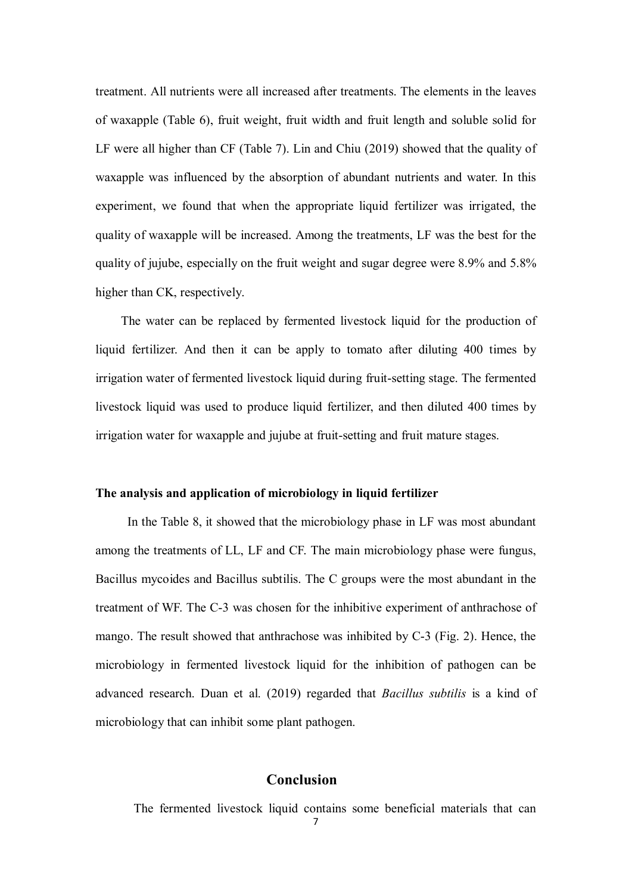treatment. All nutrients were all increased after treatments. The elements in the leaves of waxapple (Table 6), fruit weight, fruit width and fruit length and soluble solid for LF were all higher than CF (Table 7). Lin and Chiu (2019) showed that the quality of waxapple was influenced by the absorption of abundant nutrients and water. In this experiment, we found that when the appropriate liquid fertilizer was irrigated, the quality of waxapple will be increased. Among the treatments, LF was the best for the quality of jujube, especially on the fruit weight and sugar degree were 8.9% and 5.8% higher than CK, respectively.

The water can be replaced by fermented livestock liquid for the production of liquid fertilizer. And then it can be apply to tomato after diluting 400 times by irrigation water of fermented livestock liquid during fruit-setting stage. The fermented livestock liquid was used to produce liquid fertilizer, and then diluted 400 times by irrigation water for waxapple and jujube at fruit-setting and fruit mature stages.

### The analysis and application of microbiology in liquid fertilizer

In the Table 8, it showed that the microbiology phase in LF was most abundant among the treatments of LL, LF and CF. The main microbiology phase were fungus, Bacillus mycoides and Bacillus subtilis. The C groups were the most abundant in the treatment of WF. The C-3 was chosen for the inhibitive experiment of anthrachose of mango. The result showed that anthrachose was inhibited by C-3 (Fig. 2). Hence, the microbiology in fermented livestock liquid for the inhibition of pathogen can be advanced research. Duan et al. (2019) regarded that *Bacillus subtilis* is a kind of microbiology that can inhibit some plant pathogen.

## Conclusion

The fermented livestock liquid contains some beneficial materials that can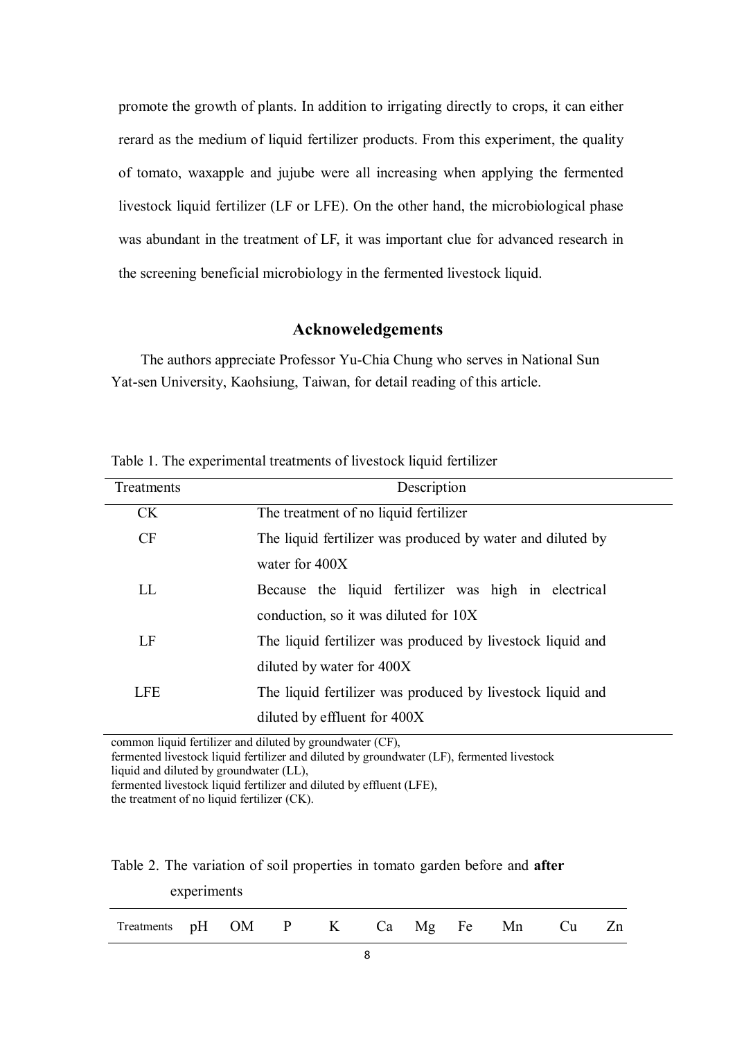promote the growth of plants. In addition to irrigating directly to crops, it can either rerard as the medium of liquid fertilizer products. From this experiment, the quality of tomato, waxapple and jujube were all increasing when applying the fermented livestock liquid fertilizer (LF or LFE). On the other hand, the microbiological phase was abundant in the treatment of LF, it was important clue for advanced research in the screening beneficial microbiology in the fermented livestock liquid.

## Acknoweledgements

The authors appreciate Professor Yu-Chia Chung who serves in National Sun Yat-sen University, Kaohsiung, Taiwan, for detail reading of this article.

Table 1. The experimental treatments of livestock liquid fertilizer

| Treatments | Description |
|---|---|
| CK | The treatment of no liquid fertilizer |
| CF | The liquid fertilizer was produced by water and diluted by water for 400X |
| LL | Because the liquid fertilizer was high in electrical conduction, so it was diluted for 10X |
| LF | The liquid fertilizer was produced by livestock liquid and diluted by water for 400X |
| LFE | The liquid fertilizer was produced by livestock liquid and diluted by effluent for 400X |

common liquid fertilizer and diluted by groundwater (CF),
fermented livestock liquid fertilizer and diluted by groundwater (LF), fermented livestock liquid and diluted by groundwater (LL),
fermented livestock liquid fertilizer and diluted by effluent (LFE),
the treatment of no liquid fertilizer (CK).

Table 2. The variation of soil properties in tomato garden before and **after** experiments

| Treatments | pH | OM | P | K | Ca | Mg | Fe | Mn | Cu | Zn |
|---|---|---|---|---|---|---|---|---|---|---|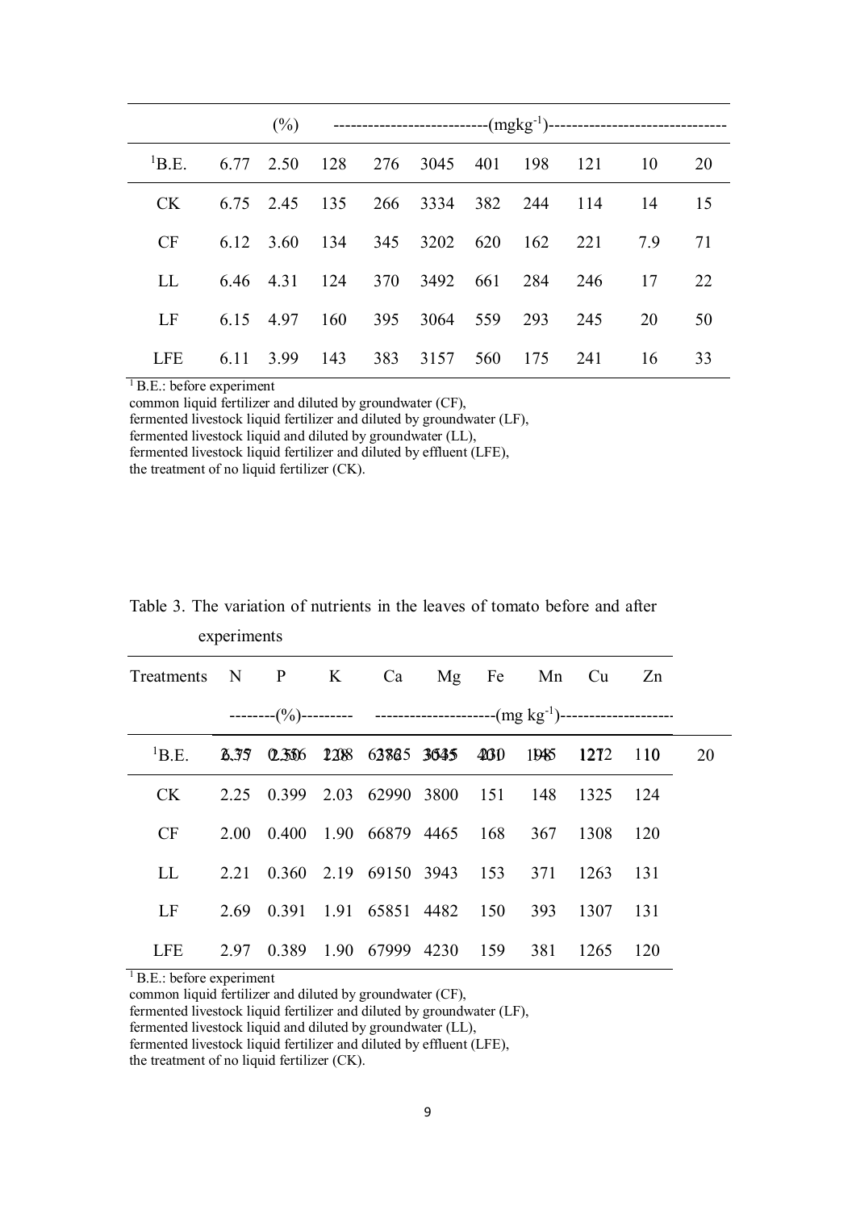| | | (%) | --------------------------(mgkg$^{-1}$)------------------------------- | | | | | | | |
|---|---|---|---|---|---|---|---|---|---|---|
| [1]B.E. | 6.77 | 2.50 | 128 | 276 | 3045 | 401 | 198 | 121 | 10 | 20 |
| CK | 6.75 | 2.45 | 135 | 266 | 3334 | 382 | 244 | 114 | 14 | 15 |
| CF | 6.12 | 3.60 | 134 | 345 | 3202 | 620 | 162 | 221 | 7.9 | 71 |
| LL | 6.46 | 4.31 | 124 | 370 | 3492 | 661 | 284 | 246 | 17 | 22 |
| LF | 6.15 | 4.97 | 160 | 395 | 3064 | 559 | 293 | 245 | 20 | 50 |
| LFE | 6.11 | 3.99 | 143 | 383 | 3157 | 560 | 175 | 241 | 16 | 33 |

[1] B.E.: before experiment
common liquid fertilizer and diluted by groundwater (CF),
fermented livestock liquid fertilizer and diluted by groundwater (LF),
fermented livestock liquid and diluted by groundwater (LL),
fermented livestock liquid fertilizer and diluted by effluent (LFE),
the treatment of no liquid fertilizer (CK).

Table 3. The variation of nutrients in the leaves of tomato before and after experiments

| Treatments | N | P | K | Ca | Mg | Fe | Mn | Cu | Zn | |
|---|---|---|---|---|---|---|---|---|---|---|
| | --------(%)--------- | | | ---------------------(mg kg$^{-1}$)-------------------- | | | | | | |
| [1]B.E. | 3.75 | 0.356 | 2.28 | 63865 | 3645 | 401 | 198 | 1212 | 110 | 20 |
| CK | 2.25 | 0.399 | 2.03 | 62990 | 3800 | 151 | 148 | 1325 | 124 | |
| CF | 2.00 | 0.400 | 1.90 | 66879 | 4465 | 168 | 367 | 1308 | 120 | |
| LL | 2.21 | 0.360 | 2.19 | 69150 | 3943 | 153 | 371 | 1263 | 131 | |
| LF | 2.69 | 0.391 | 1.91 | 65851 | 4482 | 150 | 393 | 1307 | 131 | |
| LFE | 2.97 | 0.389 | 1.90 | 67999 | 4230 | 159 | 381 | 1265 | 120 | |

[1] B.E.: before experiment
common liquid fertilizer and diluted by groundwater (CF),
fermented livestock liquid fertilizer and diluted by groundwater (LF),
fermented livestock liquid and diluted by groundwater (LL),
fermented livestock liquid fertilizer and diluted by effluent (LFE),
the treatment of no liquid fertilizer (CK).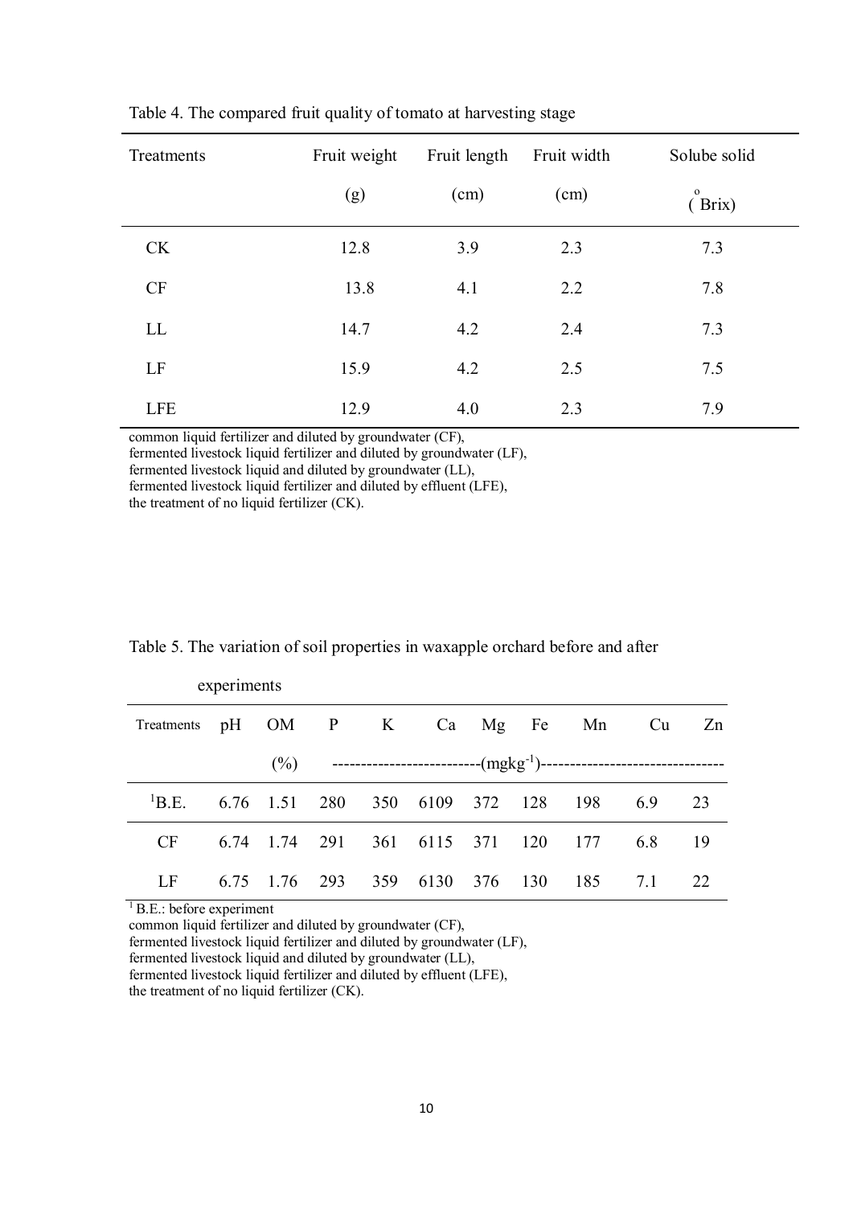Table 4. The compared fruit quality of tomato at harvesting stage

| Treatments | Fruit weight (g) | Fruit length (cm) | Fruit width (cm) | Solube solid (°Brix) |
|---|---|---|---|---|
| CK | 12.8 | 3.9 | 2.3 | 7.3 |
| CF | 13.8 | 4.1 | 2.2 | 7.8 |
| LL | 14.7 | 4.2 | 2.4 | 7.3 |
| LF | 15.9 | 4.2 | 2.5 | 7.5 |
| LFE | 12.9 | 4.0 | 2.3 | 7.9 |

common liquid fertilizer and diluted by groundwater (CF),
fermented livestock liquid fertilizer and diluted by groundwater (LF),
fermented livestock liquid and diluted by groundwater (LL),
fermented livestock liquid fertilizer and diluted by effluent (LFE),
the treatment of no liquid fertilizer (CK).

Table 5. The variation of soil properties in waxapple orchard before and after experiments

| Treatments | pH | OM | P | K | Ca | Mg | Fe | Mn | Cu | Zn |
|---|---|---|---|---|---|---|---|---|---|---|
| | | (%) | ($mgkg^{-1}$) | | | | | | | |
| [1]B.E. | 6.76 | 1.51 | 280 | 350 | 6109 | 372 | 128 | 198 | 6.9 | 23 |
| CF | 6.74 | 1.74 | 291 | 361 | 6115 | 371 | 120 | 177 | 6.8 | 19 |
| LF | 6.75 | 1.76 | 293 | 359 | 6130 | 376 | 130 | 185 | 7.1 | 22 |

[1] B.E.: before experiment
common liquid fertilizer and diluted by groundwater (CF),
fermented livestock liquid fertilizer and diluted by groundwater (LF),
fermented livestock liquid and diluted by groundwater (LL),
fermented livestock liquid fertilizer and diluted by effluent (LFE),
the treatment of no liquid fertilizer (CK).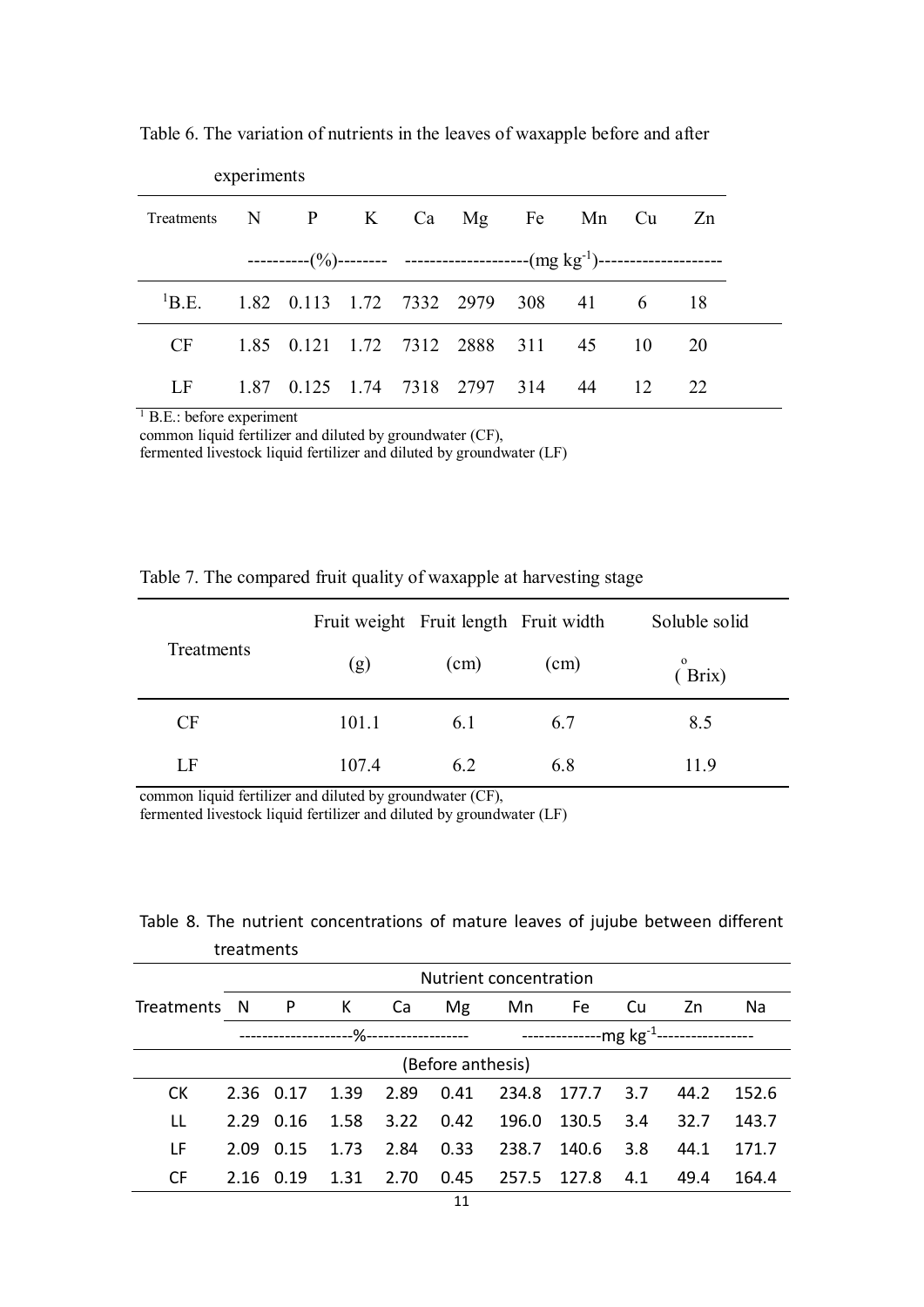Table 6. The variation of nutrients in the leaves of waxapple before and after experiments

| Treatments | N | P | K | Ca | Mg | Fe | Mn | Cu | Zn |
|---|---|---|---|---|---|---|---|---|---|
| | ----------(%)-------- | | | --------------------($mg\ kg^{-1}$)-------------------- | | | | | |
| B.E.[1] | 1.82 | 0.113 | 1.72 | 7332 | 2979 | 308 | 41 | 6 | 18 |
| CF | 1.85 | 0.121 | 1.72 | 7312 | 2888 | 311 | 45 | 10 | 20 |
| LF | 1.87 | 0.125 | 1.74 | 7318 | 2797 | 314 | 44 | 12 | 22 |

[1] B.E.: before experiment
common liquid fertilizer and diluted by groundwater (CF),
fermented livestock liquid fertilizer and diluted by groundwater (LF)

Table 7. The compared fruit quality of waxapple at harvesting stage

| Treatments | Fruit weight (g) | Fruit length (cm) | Fruit width (cm) | Soluble solid (°Brix) |
|---|---|---|---|---|
| CF | 101.1 | 6.1 | 6.7 | 8.5 |
| LF | 107.4 | 6.2 | 6.8 | 11.9 |

common liquid fertilizer and diluted by groundwater (CF),
fermented livestock liquid fertilizer and diluted by groundwater (LF)

Table 8. The nutrient concentrations of mature leaves of jujube between different treatments

| Treatments | Nutrient concentration | | | | | | | | | |
|---|---|---|---|---|---|---|---|---|---|---|
| | N | P | K | Ca | Mg | Mn | Fe | Cu | Zn | Na |
| | --------------------%------------------ | | | | | --------------$mg\ kg^{-1}$----------------- | | | | |
| | (Before anthesis) | | | | | | | | | |
| CK | 2.36 | 0.17 | 1.39 | 2.89 | 0.41 | 234.8 | 177.7 | 3.7 | 44.2 | 152.6 |
| LL | 2.29 | 0.16 | 1.58 | 3.22 | 0.42 | 196.0 | 130.5 | 3.4 | 32.7 | 143.7 |
| LF | 2.09 | 0.15 | 1.73 | 2.84 | 0.33 | 238.7 | 140.6 | 3.8 | 44.1 | 171.7 |
| CF | 2.16 | 0.19 | 1.31 | 2.70 | 0.45 | 257.5 | 127.8 | 4.1 | 49.4 | 164.4 |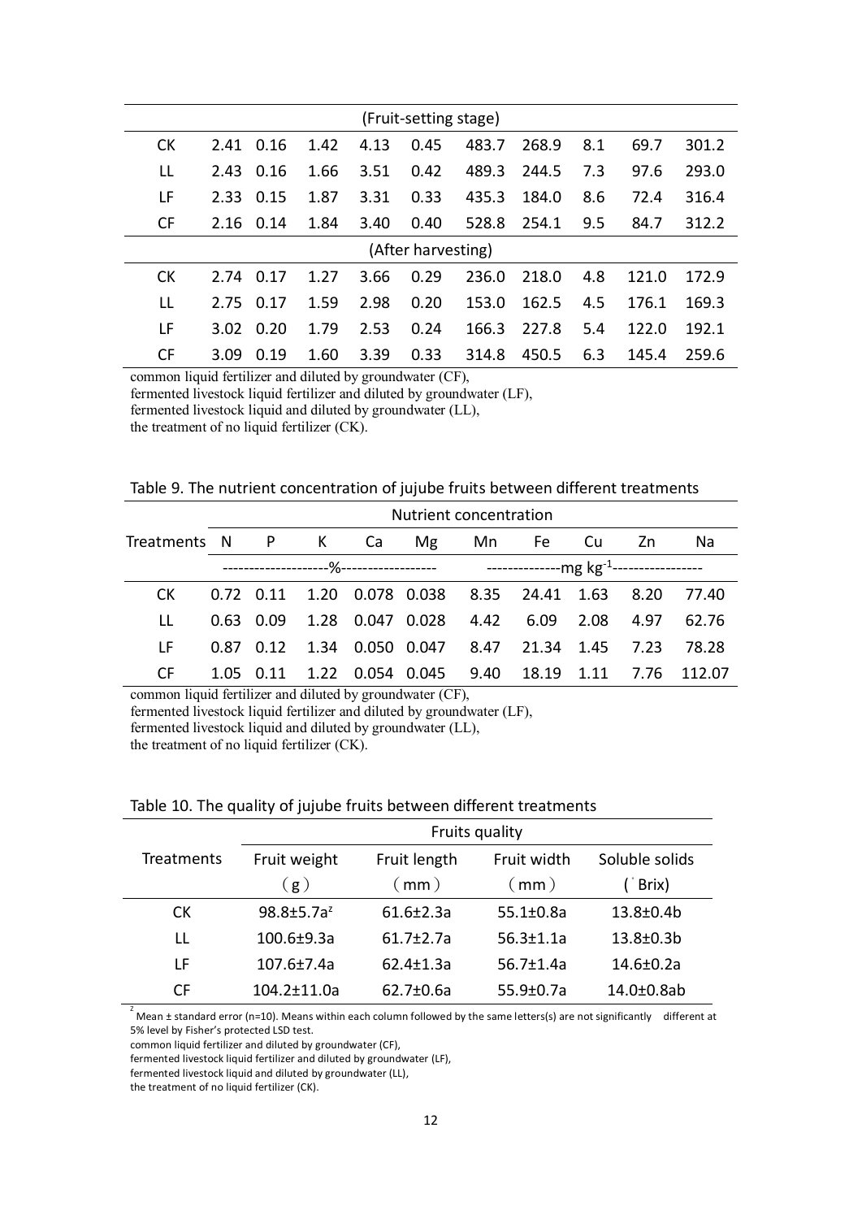| | | | | | | | | | | |
|---|---|---|---|---|---|---|---|---|---|---|
| (Fruit-setting stage) | | | | | | | | | | |
| CK | 2.41 | 0.16 | 1.42 | 4.13 | 0.45 | 483.7 | 268.9 | 8.1 | 69.7 | 301.2 |
| LL | 2.43 | 0.16 | 1.66 | 3.51 | 0.42 | 489.3 | 244.5 | 7.3 | 97.6 | 293.0 |
| LF | 2.33 | 0.15 | 1.87 | 3.31 | 0.33 | 435.3 | 184.0 | 8.6 | 72.4 | 316.4 |
| CF | 2.16 | 0.14 | 1.84 | 3.40 | 0.40 | 528.8 | 254.1 | 9.5 | 84.7 | 312.2 |
| (After harvesting) | | | | | | | | | | |
| CK | 2.74 | 0.17 | 1.27 | 3.66 | 0.29 | 236.0 | 218.0 | 4.8 | 121.0 | 172.9 |
| LL | 2.75 | 0.17 | 1.59 | 2.98 | 0.20 | 153.0 | 162.5 | 4.5 | 176.1 | 169.3 |
| LF | 3.02 | 0.20 | 1.79 | 2.53 | 0.24 | 166.3 | 227.8 | 5.4 | 122.0 | 192.1 |
| CF | 3.09 | 0.19 | 1.60 | 3.39 | 0.33 | 314.8 | 450.5 | 6.3 | 145.4 | 259.6 |

common liquid fertilizer and diluted by groundwater (CF),
fermented livestock liquid fertilizer and diluted by groundwater (LF),
fermented livestock liquid and diluted by groundwater (LL),
the treatment of no liquid fertilizer (CK).

Table 9. The nutrient concentration of jujube fruits between different treatments

| Treatments | Nutrient concentration | | | | | | | | | |
|---|---|---|---|---|---|---|---|---|---|---|
| | N | P | K | Ca | Mg | Mn | Fe | Cu | Zn | Na |
| | --------------------%------------------ | | | | | --------------mg kg$^{-1}$----------------- | | | | |
| CK | 0.72 | 0.11 | 1.20 | 0.078 | 0.038 | 8.35 | 24.41 | 1.63 | 8.20 | 77.40 |
| LL | 0.63 | 0.09 | 1.28 | 0.047 | 0.028 | 4.42 | 6.09 | 2.08 | 4.97 | 62.76 |
| LF | 0.87 | 0.12 | 1.34 | 0.050 | 0.047 | 8.47 | 21.34 | 1.45 | 7.23 | 78.28 |
| CF | 1.05 | 0.11 | 1.22 | 0.054 | 0.045 | 9.40 | 18.19 | 1.11 | 7.76 | 112.07 |

common liquid fertilizer and diluted by groundwater (CF),
fermented livestock liquid fertilizer and diluted by groundwater (LF),
fermented livestock liquid and diluted by groundwater (LL),
the treatment of no liquid fertilizer (CK).

Table 10. The quality of jujube fruits between different treatments

| Treatments | Fruits quality | | | |
|---|---|---|---|---|
| | Fruit weight (g) | Fruit length (mm) | Fruit width (mm) | Soluble solids (°Brix) |
| CK | 98.8±5.7a[z] | 61.6±2.3a | 55.1±0.8a | 13.8±0.4b |
| LL | 100.6±9.3a | 61.7±2.7a | 56.3±1.1a | 13.8±0.3b |
| LF | 107.6±7.4a | 62.4±1.3a | 56.7±1.4a | 14.6±0.2a |
| CF | 104.2±11.0a | 62.7±0.6a | 55.9±0.7a | 14.0±0.8ab |

[z] Mean ± standard error (n=10). Means within each column followed by the same letters(s) are not significantly different at 5% level by Fisher's protected LSD test.
common liquid fertilizer and diluted by groundwater (CF),
fermented livestock liquid fertilizer and diluted by groundwater (LF),
fermented livestock liquid and diluted by groundwater (LL),
the treatment of no liquid fertilizer (CK).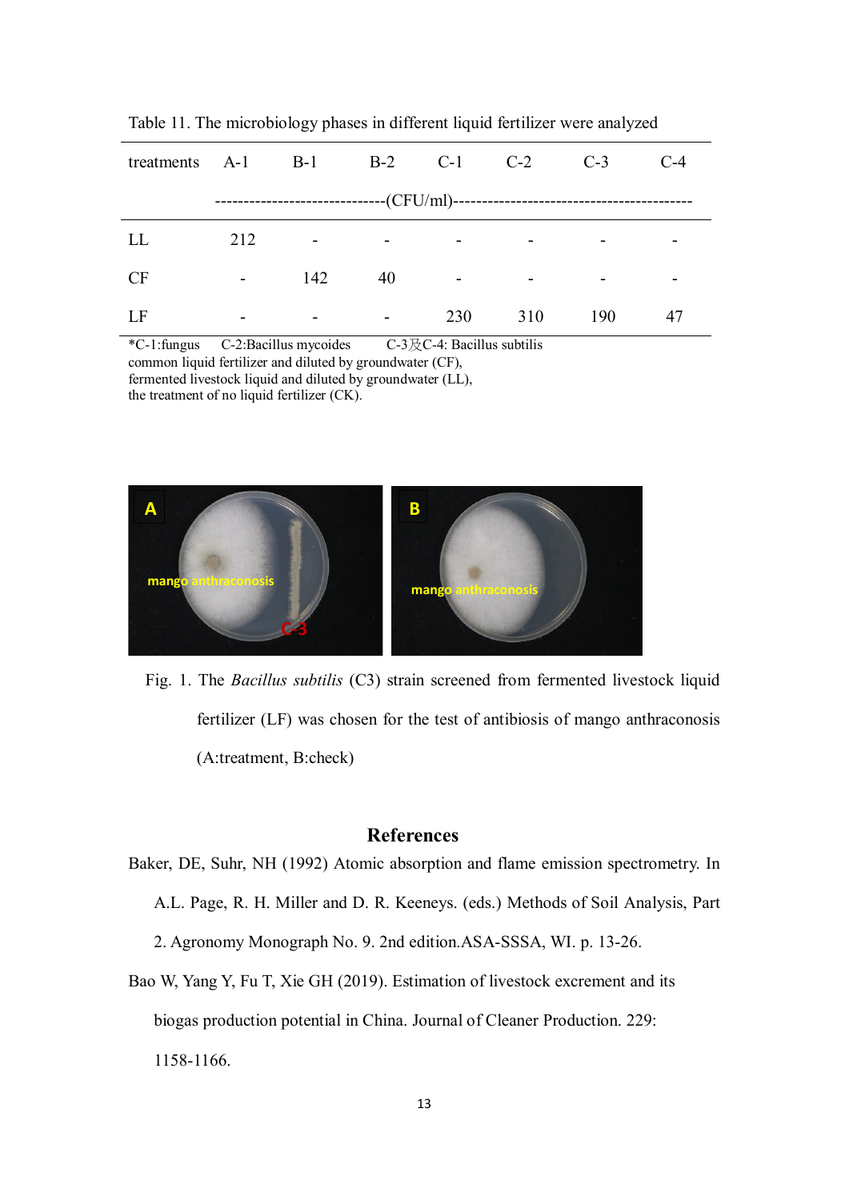Table 11. The microbiology phases in different liquid fertilizer were analyzed

| treatments | A-1 | B-1 | B-2 | C-1 | C-2 | C-3 | C-4 |
|---|---|---|---|---|---|---|---|
| | (CFU/ml) | | | | | | |
| LL | 212 | - | - | - | - | - | - |
| CF | - | 142 | 40 | - | - | - | - |
| LF | - | - | - | 230 | 310 | 190 | 47 |

*C-1:fungus  C-2:Bacillus mycoides  C-3及C-4: Bacillus subtilis
common liquid fertilizer and diluted by groundwater (CF),
fermented livestock liquid and diluted by groundwater (LL),
the treatment of no liquid fertilizer (CK).

Fig. 1. The *Bacillus subtilis* (C3) strain screened from fermented livestock liquid fertilizer (LF) was chosen for the test of antibiosis of mango anthraconosis (A:treatment, B:check)

## References

Baker, DE, Suhr, NH (1992) Atomic absorption and flame emission spectrometry. In A.L. Page, R. H. Miller and D. R. Keeneys. (eds.) Methods of Soil Analysis, Part 2. Agronomy Monograph No. 9. 2nd edition.ASA-SSSA, WI. p. 13-26.

Bao W, Yang Y, Fu T, Xie GH (2019). Estimation of livestock excrement and its biogas production potential in China. Journal of Cleaner Production. 229: 1158-1166.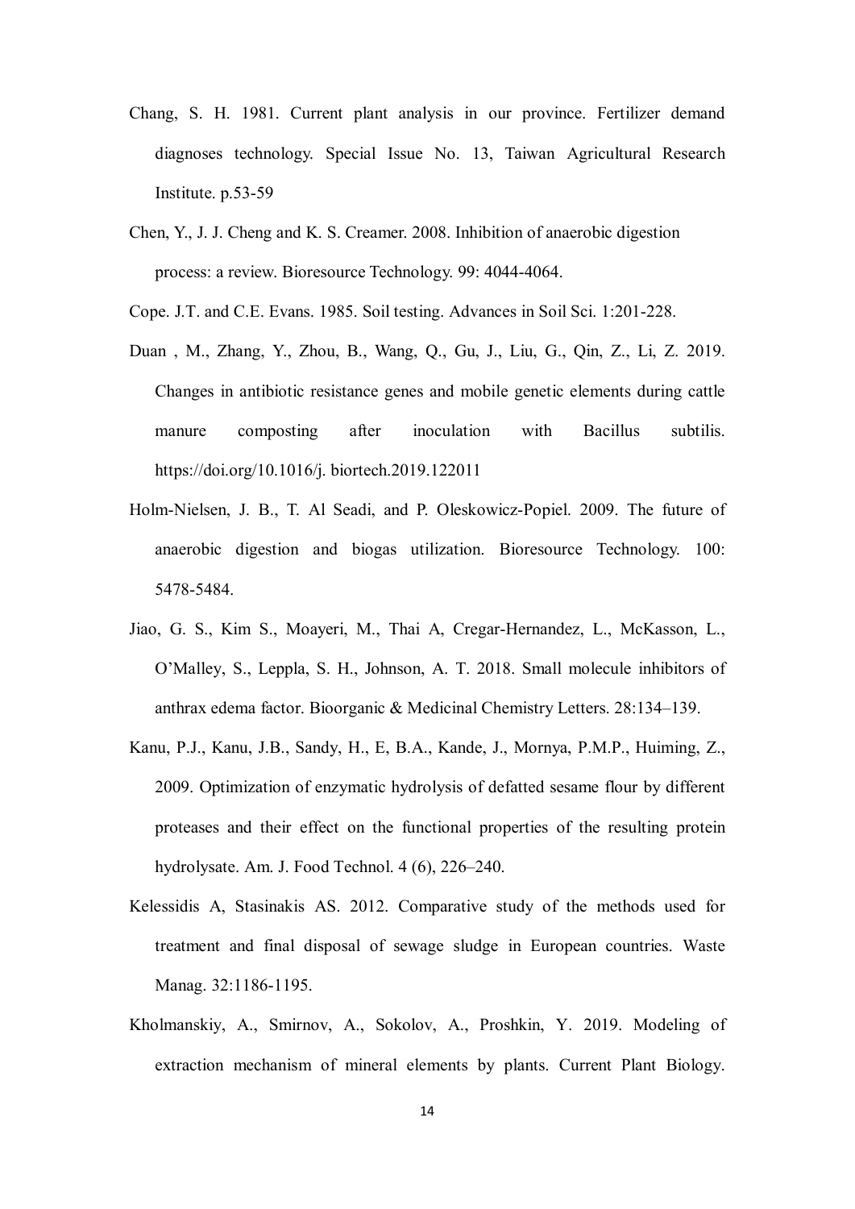Chang, S. H. 1981. Current plant analysis in our province. Fertilizer demand diagnoses technology. Special Issue No. 13, Taiwan Agricultural Research Institute. p.53-59

Chen, Y., J. J. Cheng and K. S. Creamer. 2008. Inhibition of anaerobic digestion process: a review. Bioresource Technology. 99: 4044-4064.

Cope. J.T. and C.E. Evans. 1985. Soil testing. Advances in Soil Sci. 1:201-228.

Duan , M., Zhang, Y., Zhou, B., Wang, Q., Gu, J., Liu, G., Qin, Z., Li, Z. 2019. Changes in antibiotic resistance genes and mobile genetic elements during cattle manure composting after inoculation with Bacillus subtilis. https://doi.org/10.1016/j. biortech.2019.122011

Holm-Nielsen, J. B., T. Al Seadi, and P. Oleskowicz-Popiel. 2009. The future of anaerobic digestion and biogas utilization. Bioresource Technology. 100: 5478-5484.

Jiao, G. S., Kim S., Moayeri, M., Thai A, Cregar-Hernandez, L., McKasson, L., O'Malley, S., Leppla, S. H., Johnson, A. T. 2018. Small molecule inhibitors of anthrax edema factor. Bioorganic & Medicinal Chemistry Letters. 28:134–139.

Kanu, P.J., Kanu, J.B., Sandy, H., E, B.A., Kande, J., Mornya, P.M.P., Huiming, Z., 2009. Optimization of enzymatic hydrolysis of defatted sesame flour by different proteases and their effect on the functional properties of the resulting protein hydrolysate. Am. J. Food Technol. 4 (6), 226–240.

Kelessidis A, Stasinakis AS. 2012. Comparative study of the methods used for treatment and final disposal of sewage sludge in European countries. Waste Manag. 32:1186-1195.

Kholmanskiy, A., Smirnov, A., Sokolov, A., Proshkin, Y. 2019. Modeling of extraction mechanism of mineral elements by plants. Current Plant Biology.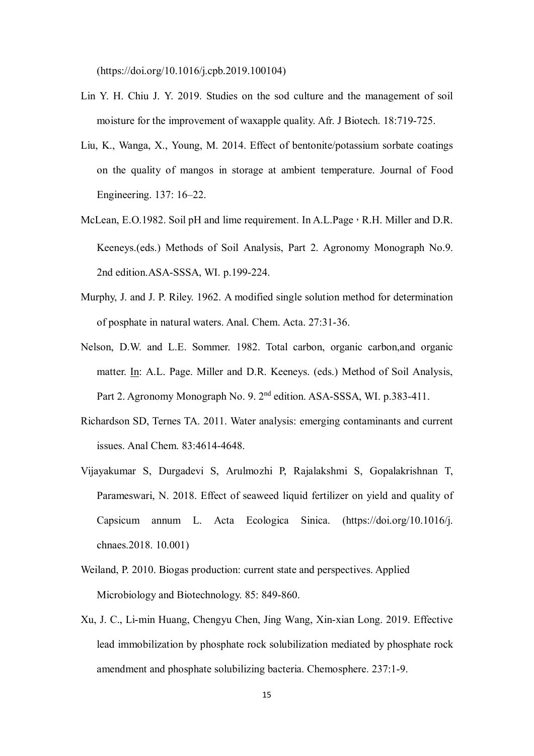(https://doi.org/10.1016/j.cpb.2019.100104)

Lin Y. H. Chiu J. Y. 2019. Studies on the sod culture and the management of soil moisture for the improvement of waxapple quality. Afr. J Biotech. 18:719-725.

Liu, K., Wanga, X., Young, M. 2014. Effect of bentonite/potassium sorbate coatings on the quality of mangos in storage at ambient temperature. Journal of Food Engineering. 137: 16–22.

McLean, E.O.1982. Soil pH and lime requirement. In A.L.Page，R.H. Miller and D.R. Keeneys.(eds.) Methods of Soil Analysis, Part 2. Agronomy Monograph No.9. 2nd edition.ASA-SSSA, WI. p.199-224.

Murphy, J. and J. P. Riley. 1962. A modified single solution method for determination of posphate in natural waters. Anal. Chem. Acta. 27:31-36.

Nelson, D.W. and L.E. Sommer. 1982. Total carbon, organic carbon,and organic matter. In: A.L. Page. Miller and D.R. Keeneys. (eds.) Method of Soil Analysis, Part 2. Agronomy Monograph No. 9. 2nd edition. ASA-SSSA, WI. p.383-411.

Richardson SD, Ternes TA. 2011. Water analysis: emerging contaminants and current issues. Anal Chem. 83:4614-4648.

Vijayakumar S, Durgadevi S, Arulmozhi P, Rajalakshmi S, Gopalakrishnan T, Parameswari, N. 2018. Effect of seaweed liquid fertilizer on yield and quality of Capsicum annum L. Acta Ecologica Sinica. (https://doi.org/10.1016/j.chnaes.2018. 10.001)

Weiland, P. 2010. Biogas production: current state and perspectives. Applied Microbiology and Biotechnology. 85: 849-860.

Xu, J. C., Li-min Huang, Chengyu Chen, Jing Wang, Xin-xian Long. 2019. Effective lead immobilization by phosphate rock solubilization mediated by phosphate rock amendment and phosphate solubilizing bacteria. Chemosphere. 237:1-9.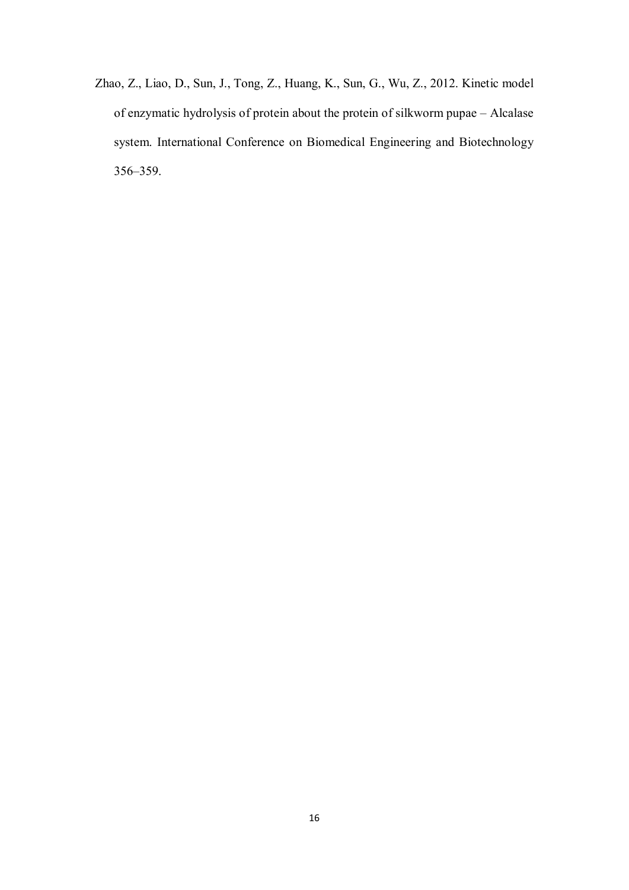Zhao, Z., Liao, D., Sun, J., Tong, Z., Huang, K., Sun, G., Wu, Z., 2012. Kinetic model of enzymatic hydrolysis of protein about the protein of silkworm pupae – Alcalase system. International Conference on Biomedical Engineering and Biotechnology 356–359.